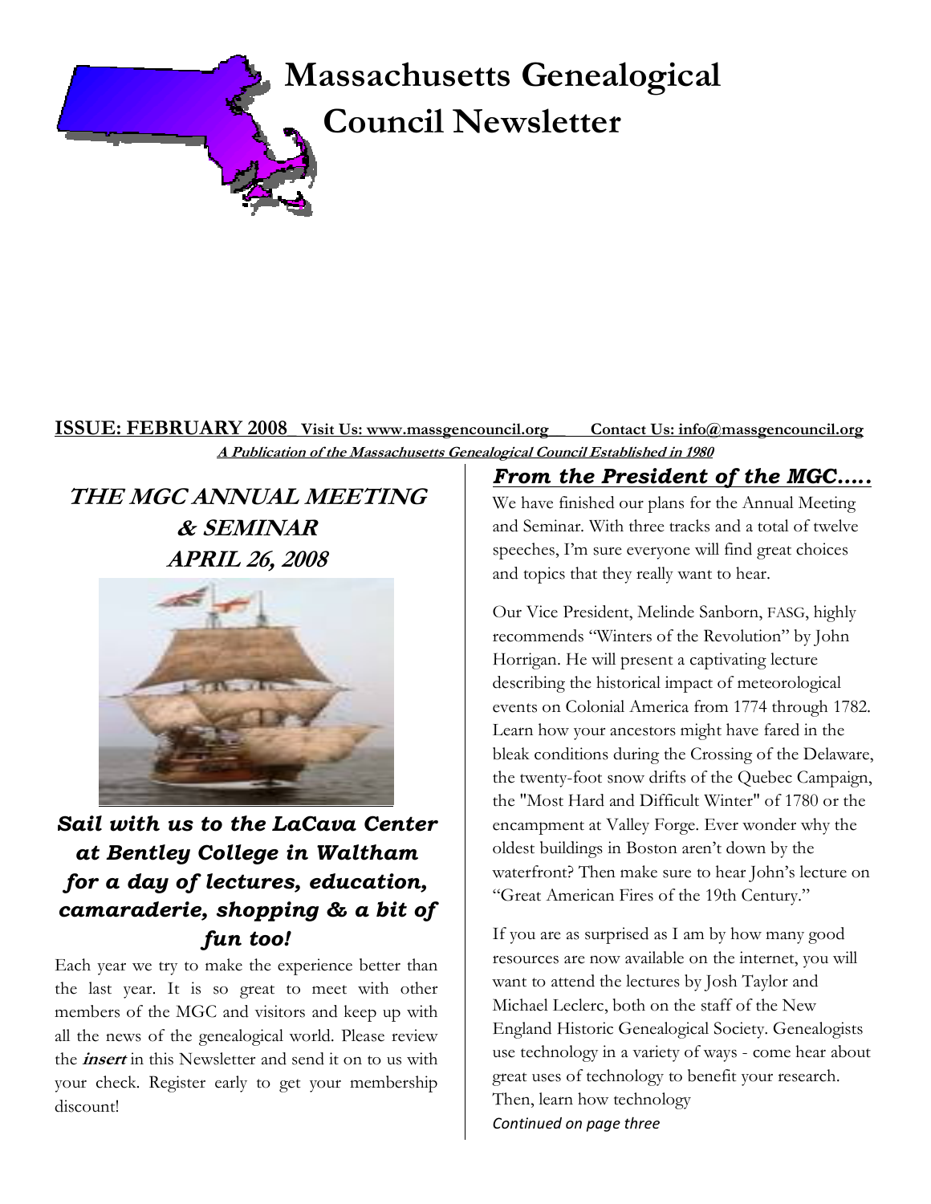# Massachusetts Genealogical Council Newsletter

**ISSUE: FEBRUARY 2008** **Visit Us: www.massgencouncil.org** **Contact Us: info@massgencouncil.org**

***A Publication of the Massachusetts Genealogical Council Established in 1980***

## *THE MGC ANNUAL MEETING & SEMINAR APRIL 26, 2008*

***Sail with us to the LaCava Center at Bentley College in Waltham for a day of lectures, education, camaraderie, shopping & a bit of fun too!***

Each year we try to make the experience better than the last year. It is so great to meet with other members of the MGC and visitors and keep up with all the news of the genealogical world. Please review the ***insert*** in this Newsletter and send it on to us with your check. Register early to get your membership discount!

## *From the President of the MGC…..*

We have finished our plans for the Annual Meeting and Seminar. With three tracks and a total of twelve speeches, I'm sure everyone will find great choices and topics that they really want to hear.

Our Vice President, Melinde Sanborn, FASG, highly recommends "Winters of the Revolution" by John Horrigan. He will present a captivating lecture describing the historical impact of meteorological events on Colonial America from 1774 through 1782. Learn how your ancestors might have fared in the bleak conditions during the Crossing of the Delaware, the twenty-foot snow drifts of the Quebec Campaign, the "Most Hard and Difficult Winter" of 1780 or the encampment at Valley Forge. Ever wonder why the oldest buildings in Boston aren't down by the waterfront? Then make sure to hear John's lecture on "Great American Fires of the 19th Century."

If you are as surprised as I am by how many good resources are now available on the internet, you will want to attend the lectures by Josh Taylor and Michael Leclerc, both on the staff of the New England Historic Genealogical Society. Genealogists use technology in a variety of ways - come hear about great uses of technology to benefit your research. Then, learn how technology

*Continued on page three*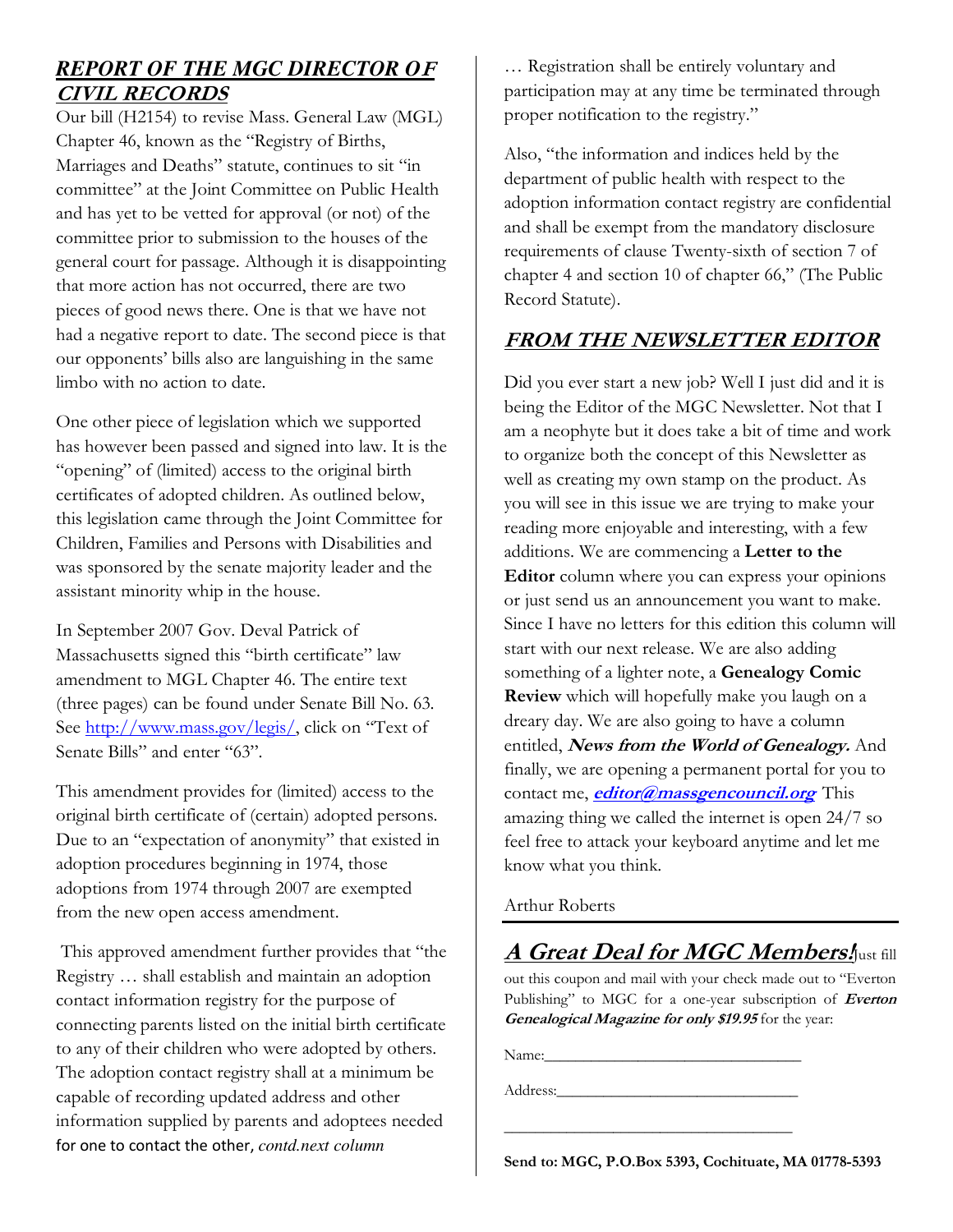## *REPORT OF THE MGC DIRECTOR OF CIVIL RECORDS*

Our bill (H2154) to revise Mass. General Law (MGL) Chapter 46, known as the "Registry of Births, Marriages and Deaths" statute, continues to sit "in committee" at the Joint Committee on Public Health and has yet to be vetted for approval (or not) of the committee prior to submission to the houses of the general court for passage. Although it is disappointing that more action has not occurred, there are two pieces of good news there. One is that we have not had a negative report to date. The second piece is that our opponents' bills also are languishing in the same limbo with no action to date.

One other piece of legislation which we supported has however been passed and signed into law. It is the "opening" of (limited) access to the original birth certificates of adopted children. As outlined below, this legislation came through the Joint Committee for Children, Families and Persons with Disabilities and was sponsored by the senate majority leader and the assistant minority whip in the house.

In September 2007 Gov. Deval Patrick of Massachusetts signed this "birth certificate" law amendment to MGL Chapter 46. The entire text (three pages) can be found under Senate Bill No. 63. See http://www.mass.gov/legis/, click on "Text of Senate Bills" and enter "63".

This amendment provides for (limited) access to the original birth certificate of (certain) adopted persons. Due to an "expectation of anonymity" that existed in adoption procedures beginning in 1974, those adoptions from 1974 through 2007 are exempted from the new open access amendment.

This approved amendment further provides that "the Registry … shall establish and maintain an adoption contact information registry for the purpose of connecting parents listed on the initial birth certificate to any of their children who were adopted by others. The adoption contact registry shall at a minimum be capable of recording updated address and other information supplied by parents and adoptees needed for one to contact the other, *contd.next column*

… Registration shall be entirely voluntary and participation may at any time be terminated through proper notification to the registry."

Also, "the information and indices held by the department of public health with respect to the adoption information contact registry are confidential and shall be exempt from the mandatory disclosure requirements of clause Twenty-sixth of section 7 of chapter 4 and section 10 of chapter 66," (The Public Record Statute).

## *FROM THE NEWSLETTER EDITOR*

Did you ever start a new job? Well I just did and it is being the Editor of the MGC Newsletter. Not that I am a neophyte but it does take a bit of time and work to organize both the concept of this Newsletter as well as creating my own stamp on the product. As you will see in this issue we are trying to make your reading more enjoyable and interesting, with a few additions. We are commencing a **Letter to the Editor** column where you can express your opinions or just send us an announcement you want to make. Since I have no letters for this edition this column will start with our next release. We are also adding something of a lighter note, a **Genealogy Comic Review** which will hopefully make you laugh on a dreary day. We are also going to have a column entitled, ***News from the World of Genealogy.*** And finally, we are opening a permanent portal for you to contact me, ***editor@massgencouncil.org*** This amazing thing we called the internet is open 24/7 so feel free to attack your keyboard anytime and let me know what you think.

Arthur Roberts

## *A Great Deal for MGC Members!*

Just fill out this coupon and mail with your check made out to "Everton Publishing" to MGC for a one-year subscription of ***Everton Genealogical Magazine for only $19.95*** for the year:

Name:_______________________________

Address:_____________________________

____________________________________

**Send to: MGC, P.O.Box 5393, Cochituate, MA 01778-5393**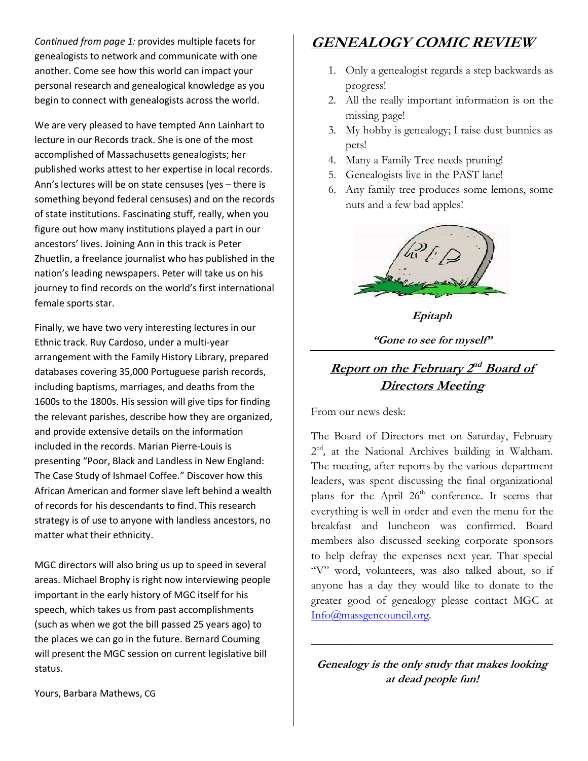*Continued from page 1:* provides multiple facets for genealogists to network and communicate with one another. Come see how this world can impact your personal research and genealogical knowledge as you begin to connect with genealogists across the world.

We are very pleased to have tempted Ann Lainhart to lecture in our Records track. She is one of the most accomplished of Massachusetts genealogists; her published works attest to her expertise in local records. Ann's lectures will be on state censuses (yes – there is something beyond federal censuses) and on the records of state institutions. Fascinating stuff, really, when you figure out how many institutions played a part in our ancestors' lives. Joining Ann in this track is Peter Zhuetlin, a freelance journalist who has published in the nation's leading newspapers. Peter will take us on his journey to find records on the world's first international female sports star.

Finally, we have two very interesting lectures in our Ethnic track. Ruy Cardoso, under a multi-year arrangement with the Family History Library, prepared databases covering 35,000 Portuguese parish records, including baptisms, marriages, and deaths from the 1600s to the 1800s. His session will give tips for finding the relevant parishes, describe how they are organized, and provide extensive details on the information included in the records. Marian Pierre-Louis is presenting "Poor, Black and Landless in New England: The Case Study of Ishmael Coffee." Discover how this African American and former slave left behind a wealth of records for his descendants to find. This research strategy is of use to anyone with landless ancestors, no matter what their ethnicity.

MGC directors will also bring us up to speed in several areas. Michael Brophy is right now interviewing people important in the early history of MGC itself for his speech, which takes us from past accomplishments (such as when we got the bill passed 25 years ago) to the places we can go in the future. Bernard Couming will present the MGC session on current legislative bill status.

Yours, Barbara Mathews, CG

## GENEALOGY COMIC REVIEW

1. Only a genealogist regards a step backwards as progress!
2. All the really important information is on the missing page!
3. My hobby is genealogy; I raise dust bunnies as pets!
4. Many a Family Tree needs pruning!
5. Genealogists live in the PAST lane!
6. Any family tree produces some lemons, some nuts and a few bad apples!

***Epitaph***

***"Gone to see for myself"***

## Report on the February 2nd Board of Directors Meeting

From our news desk:

The Board of Directors met on Saturday, February 2nd, at the National Archives building in Waltham. The meeting, after reports by the various department leaders, was spent discussing the final organizational plans for the April 26th conference. It seems that everything is well in order and even the menu for the breakfast and luncheon was confirmed. Board members also discussed seeking corporate sponsors to help defray the expenses next year. That special "V" word, volunteers, was also talked about, so if anyone has a day they would like to donate to the greater good of genealogy please contact MGC at Info@massgencouncil.org.

---

***Genealogy is the only study that makes looking at dead people fun!***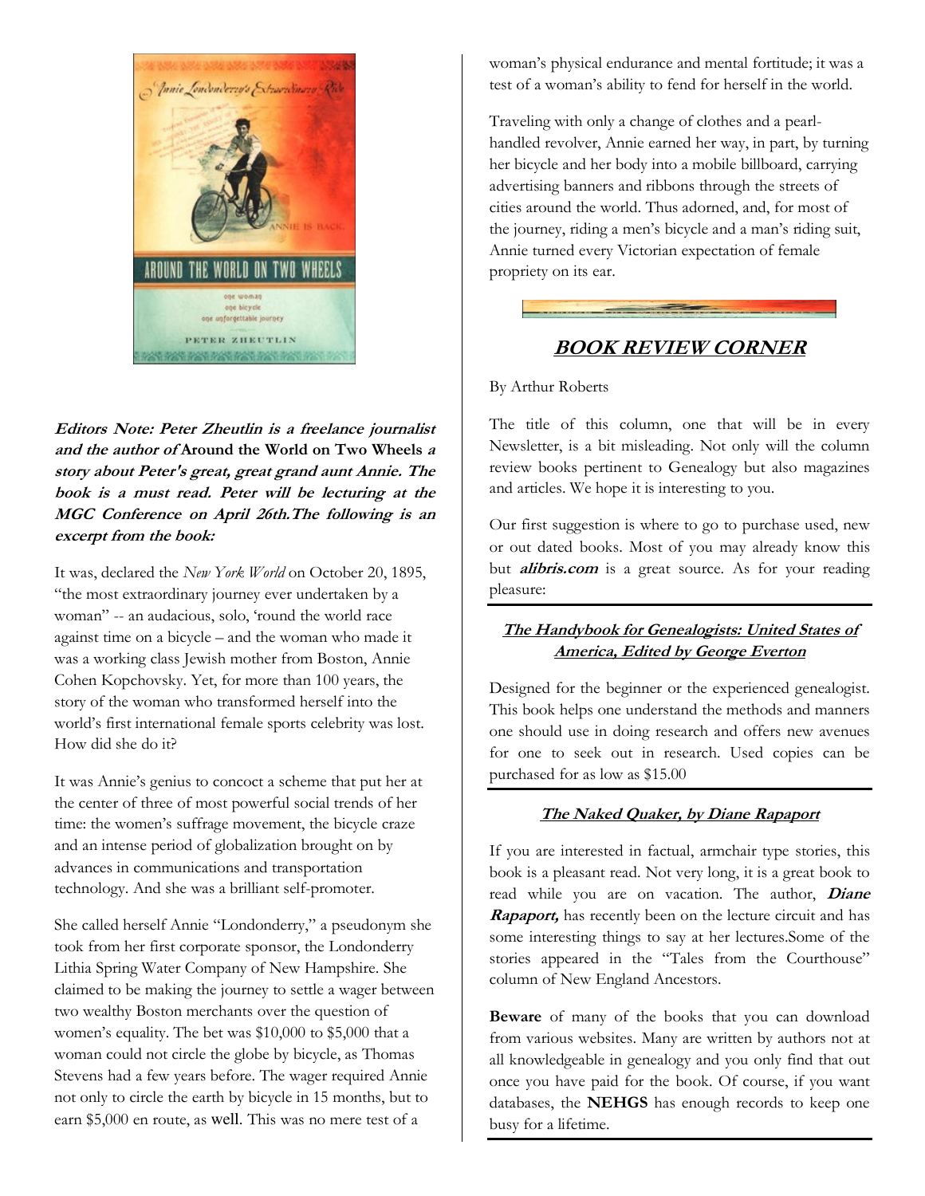***Editors Note: Peter Zheutlin is a freelance journalist and the author of* Around the World on Two Wheels *a story about Peter's great, great grand aunt Annie. The book is a must read. Peter will be lecturing at the MGC Conference on April 26th.The following is an excerpt from the book:***

It was, declared the *New York World* on October 20, 1895, "the most extraordinary journey ever undertaken by a woman" -- an audacious, solo, 'round the world race against time on a bicycle – and the woman who made it was a working class Jewish mother from Boston, Annie Cohen Kopchovsky. Yet, for more than 100 years, the story of the woman who transformed herself into the world's first international female sports celebrity was lost. How did she do it?

It was Annie's genius to concoct a scheme that put her at the center of three of most powerful social trends of her time: the women's suffrage movement, the bicycle craze and an intense period of globalization brought on by advances in communications and transportation technology. And she was a brilliant self-promoter.

She called herself Annie "Londonderry," a pseudonym she took from her first corporate sponsor, the Londonderry Lithia Spring Water Company of New Hampshire. She claimed to be making the journey to settle a wager between two wealthy Boston merchants over the question of women's equality. The bet was $10,000 to $5,000 that a woman could not circle the globe by bicycle, as Thomas Stevens had a few years before. The wager required Annie not only to circle the earth by bicycle in 15 months, but to earn $5,000 en route, as well. This was no mere test of a woman's physical endurance and mental fortitude; it was a test of a woman's ability to fend for herself in the world.

Traveling with only a change of clothes and a pearl-handled revolver, Annie earned her way, in part, by turning her bicycle and her body into a mobile billboard, carrying advertising banners and ribbons through the streets of cities around the world. Thus adorned, and, for most of the journey, riding a men's bicycle and a man's riding suit, Annie turned every Victorian expectation of female propriety on its ear.

## BOOK REVIEW CORNER

By Arthur Roberts

The title of this column, one that will be in every Newsletter, is a bit misleading. Not only will the column review books pertinent to Genealogy but also magazines and articles. We hope it is interesting to you.

Our first suggestion is where to go to purchase used, new or out dated books. Most of you may already know this but ***alibris.com*** is a great source. As for your reading pleasure:

### The Handybook for Genealogists: United States of America, Edited by George Everton

Designed for the beginner or the experienced genealogist. This book helps one understand the methods and manners one should use in doing research and offers new avenues for one to seek out in research. Used copies can be purchased for as low as $15.00

### The Naked Quaker, by Diane Rapaport

If you are interested in factual, armchair type stories, this book is a pleasant read. Not very long, it is a great book to read while you are on vacation. The author, ***Diane Rapaport,*** has recently been on the lecture circuit and has some interesting things to say at her lectures.Some of the stories appeared in the "Tales from the Courthouse" column of New England Ancestors.

**Beware** of many of the books that you can download from various websites. Many are written by authors not at all knowledgeable in genealogy and you only find that out once you have paid for the book. Of course, if you want databases, the **NEHGS** has enough records to keep one busy for a lifetime.